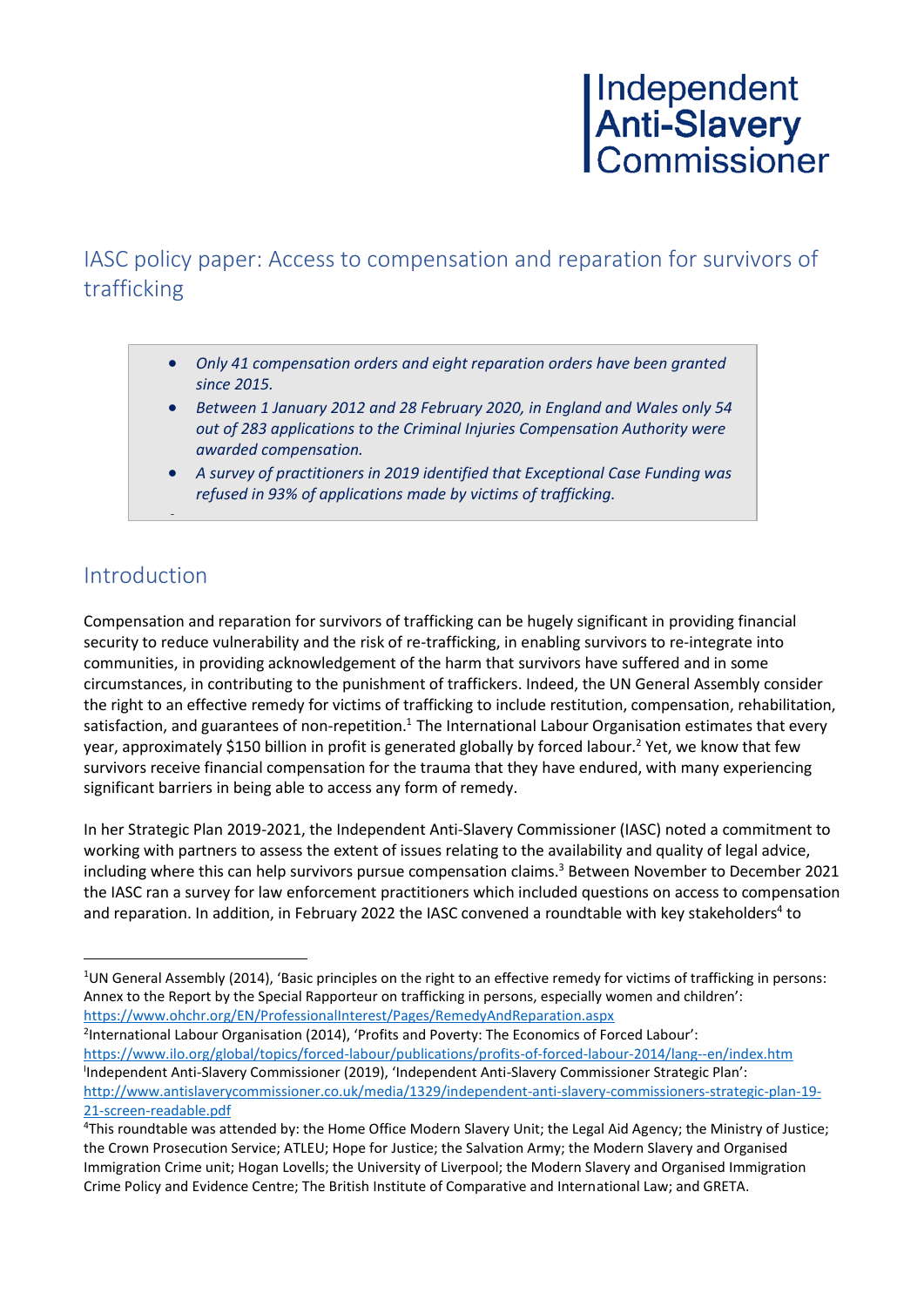Independent Anti-Slavery Commissioner

# IASC policy paper: Access to compensation and reparation for survivors of trafficking

- *Only 41 compensation orders and eight reparation orders have been granted since 2015.*
- *Between 1 January 2012 and 28 February 2020, in England and Wales only 54 out of 283 applications to the Criminal Injuries Compensation Authority were awarded compensation.*
- *A survey of practitioners in 2019 identified that Exceptional Case Funding was refused in 93% of applications made by victims of trafficking.*

## Introduction

Compensation and reparation for survivors of trafficking can be hugely significant in providing financial security to reduce vulnerability and the risk of re-trafficking, in enabling survivors to re-integrate into communities, in providing acknowledgement of the harm that survivors have suffered and in some circumstances, in contributing to the punishment of traffickers. Indeed, the UN General Assembly consider the right to an effective remedy for victims of trafficking to include restitution, compensation, rehabilitation, satisfaction, and guarantees of non-repetition.[1] The International Labour Organisation estimates that every year, approximately $150 billion in profit is generated globally by forced labour.[2] Yet, we know that few survivors receive financial compensation for the trauma that they have endured, with many experiencing significant barriers in being able to access any form of remedy.

In her Strategic Plan 2019-2021, the Independent Anti-Slavery Commissioner (IASC) noted a commitment to working with partners to assess the extent of issues relating to the availability and quality of legal advice, including where this can help survivors pursue compensation claims.[3] Between November to December 2021 the IASC ran a survey for law enforcement practitioners which included questions on access to compensation and reparation. In addition, in February 2022 the IASC convened a roundtable with key stakeholders[4] to

---

[1] UN General Assembly (2014), 'Basic principles on the right to an effective remedy for victims of trafficking in persons: Annex to the Report by the Special Rapporteur on trafficking in persons, especially women and children': https://www.ohchr.org/EN/ProfessionalInterest/Pages/RemedyAndReparation.aspx

[2] International Labour Organisation (2014), 'Profits and Poverty: The Economics of Forced Labour': https://www.ilo.org/global/topics/forced-labour/publications/profits-of-forced-labour-2014/lang--en/index.htm

[3] Independent Anti-Slavery Commissioner (2019), 'Independent Anti-Slavery Commissioner Strategic Plan': http://www.antislaverycommissioner.co.uk/media/1329/independent-anti-slavery-commissioners-strategic-plan-19-21-screen-readable.pdf

[4] This roundtable was attended by: the Home Office Modern Slavery Unit; the Legal Aid Agency; the Ministry of Justice; the Crown Prosecution Service; ATLEU; Hope for Justice; the Salvation Army; the Modern Slavery and Organised Immigration Crime unit; Hogan Lovells; the University of Liverpool; the Modern Slavery and Organised Immigration Crime Policy and Evidence Centre; The British Institute of Comparative and International Law; and GRETA.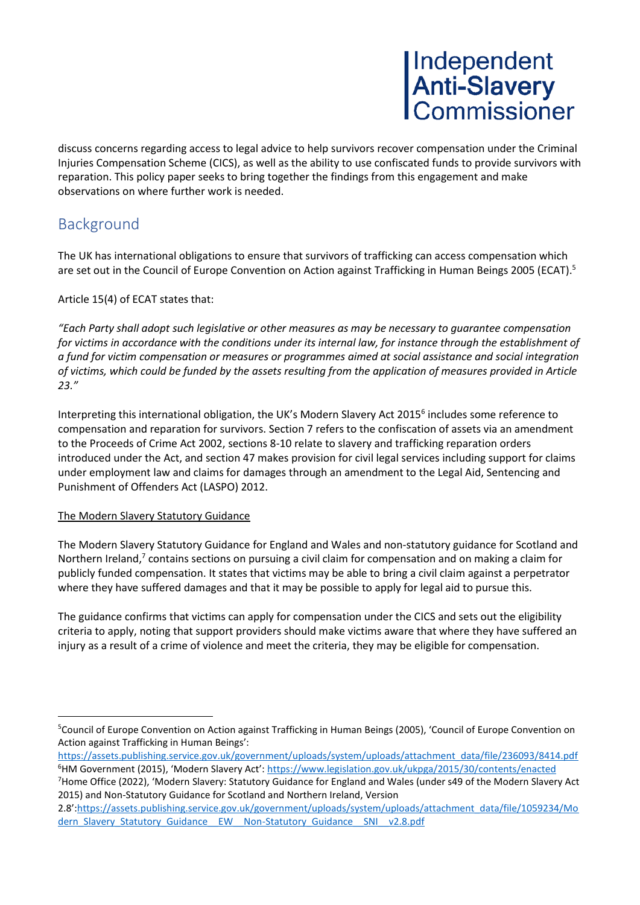discuss concerns regarding access to legal advice to help survivors recover compensation under the Criminal Injuries Compensation Scheme (CICS), as well as the ability to use confiscated funds to provide survivors with reparation. This policy paper seeks to bring together the findings from this engagement and make observations on where further work is needed.

## Background

The UK has international obligations to ensure that survivors of trafficking can access compensation which are set out in the Council of Europe Convention on Action against Trafficking in Human Beings 2005 (ECAT).[5]

Article 15(4) of ECAT states that:

*"Each Party shall adopt such legislative or other measures as may be necessary to guarantee compensation for victims in accordance with the conditions under its internal law, for instance through the establishment of a fund for victim compensation or measures or programmes aimed at social assistance and social integration of victims, which could be funded by the assets resulting from the application of measures provided in Article 23."*

Interpreting this international obligation, the UK's Modern Slavery Act 2015[6] includes some reference to compensation and reparation for survivors. Section 7 refers to the confiscation of assets via an amendment to the Proceeds of Crime Act 2002, sections 8-10 relate to slavery and trafficking reparation orders introduced under the Act, and section 47 makes provision for civil legal services including support for claims under employment law and claims for damages through an amendment to the Legal Aid, Sentencing and Punishment of Offenders Act (LASPO) 2012.

### The Modern Slavery Statutory Guidance

The Modern Slavery Statutory Guidance for England and Wales and non-statutory guidance for Scotland and Northern Ireland,[7] contains sections on pursuing a civil claim for compensation and on making a claim for publicly funded compensation. It states that victims may be able to bring a civil claim against a perpetrator where they have suffered damages and that it may be possible to apply for legal aid to pursue this.

The guidance confirms that victims can apply for compensation under the CICS and sets out the eligibility criteria to apply, noting that support providers should make victims aware that where they have suffered an injury as a result of a crime of violence and meet the criteria, they may be eligible for compensation.

---

[5] Council of Europe Convention on Action against Trafficking in Human Beings (2005), 'Council of Europe Convention on Action against Trafficking in Human Beings': https://assets.publishing.service.gov.uk/government/uploads/system/uploads/attachment_data/file/236093/8414.pdf

[6] HM Government (2015), 'Modern Slavery Act': https://www.legislation.gov.uk/ukpga/2015/30/contents/enacted

[7] Home Office (2022), 'Modern Slavery: Statutory Guidance for England and Wales (under s49 of the Modern Slavery Act 2015) and Non-Statutory Guidance for Scotland and Northern Ireland, Version 2.8': https://assets.publishing.service.gov.uk/government/uploads/system/uploads/attachment_data/file/1059234/Modern_Slavery_Statutory_Guidance__EW__Non-Statutory_Guidance__SNI__v2.8.pdf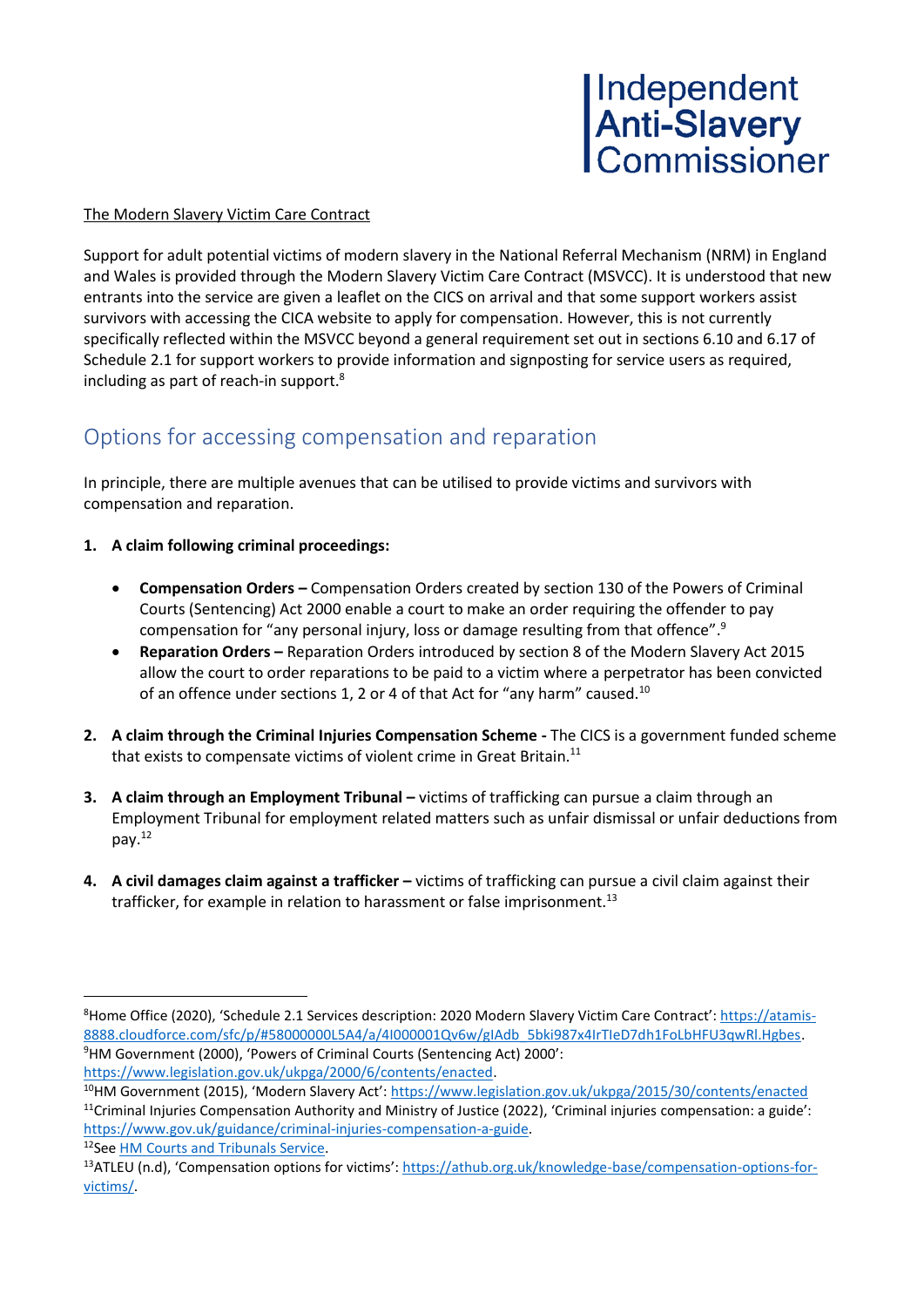The Modern Slavery Victim Care Contract

Support for adult potential victims of modern slavery in the National Referral Mechanism (NRM) in England and Wales is provided through the Modern Slavery Victim Care Contract (MSVCC). It is understood that new entrants into the service are given a leaflet on the CICS on arrival and that some support workers assist survivors with accessing the CICA website to apply for compensation. However, this is not currently specifically reflected within the MSVCC beyond a general requirement set out in sections 6.10 and 6.17 of Schedule 2.1 for support workers to provide information and signposting for service users as required, including as part of reach-in support.[8]

## Options for accessing compensation and reparation

In principle, there are multiple avenues that can be utilised to provide victims and survivors with compensation and reparation.

1. **A claim following criminal proceedings:**

   - **Compensation Orders –** Compensation Orders created by section 130 of the Powers of Criminal Courts (Sentencing) Act 2000 enable a court to make an order requiring the offender to pay compensation for "any personal injury, loss or damage resulting from that offence".[9]
   - **Reparation Orders –** Reparation Orders introduced by section 8 of the Modern Slavery Act 2015 allow the court to order reparations to be paid to a victim where a perpetrator has been convicted of an offence under sections 1, 2 or 4 of that Act for "any harm" caused.[10]

2. **A claim through the Criminal Injuries Compensation Scheme -** The CICS is a government funded scheme that exists to compensate victims of violent crime in Great Britain.[11]

3. **A claim through an Employment Tribunal –** victims of trafficking can pursue a claim through an Employment Tribunal for employment related matters such as unfair dismissal or unfair deductions from pay.[12]

4. **A civil damages claim against a trafficker –** victims of trafficking can pursue a civil claim against their trafficker, for example in relation to harassment or false imprisonment.[13]

---

[8]Home Office (2020), 'Schedule 2.1 Services description: 2020 Modern Slavery Victim Care Contract': https://atamis-8888.cloudforce.com/sfc/p/#58000000L5A4/a/4I000001Qv6w/gIAdb_5bki987x4IrTIeD7dh1FoLbHFU3qwRl.Hgbes.
[9]HM Government (2000), 'Powers of Criminal Courts (Sentencing Act) 2000': https://www.legislation.gov.uk/ukpga/2000/6/contents/enacted.
[10]HM Government (2015), 'Modern Slavery Act': https://www.legislation.gov.uk/ukpga/2015/30/contents/enacted
[11]Criminal Injuries Compensation Authority and Ministry of Justice (2022), 'Criminal injuries compensation: a guide': https://www.gov.uk/guidance/criminal-injuries-compensation-a-guide.
[12]See HM Courts and Tribunals Service.
[13]ATLEU (n.d), 'Compensation options for victims': https://athub.org.uk/knowledge-base/compensation-options-for-victims/.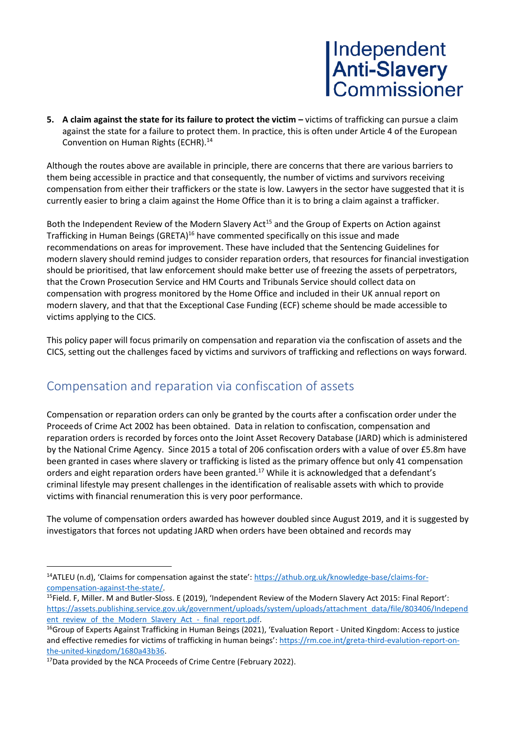5. **A claim against the state for its failure to protect the victim –** victims of trafficking can pursue a claim against the state for a failure to protect them. In practice, this is often under Article 4 of the European Convention on Human Rights (ECHR).[14]

Although the routes above are available in principle, there are concerns that there are various barriers to them being accessible in practice and that consequently, the number of victims and survivors receiving compensation from either their traffickers or the state is low. Lawyers in the sector have suggested that it is currently easier to bring a claim against the Home Office than it is to bring a claim against a trafficker.

Both the Independent Review of the Modern Slavery Act[15] and the Group of Experts on Action against Trafficking in Human Beings (GRETA)[16] have commented specifically on this issue and made recommendations on areas for improvement. These have included that the Sentencing Guidelines for modern slavery should remind judges to consider reparation orders, that resources for financial investigation should be prioritised, that law enforcement should make better use of freezing the assets of perpetrators, that the Crown Prosecution Service and HM Courts and Tribunals Service should collect data on compensation with progress monitored by the Home Office and included in their UK annual report on modern slavery, and that that the Exceptional Case Funding (ECF) scheme should be made accessible to victims applying to the CICS.

This policy paper will focus primarily on compensation and reparation via the confiscation of assets and the CICS, setting out the challenges faced by victims and survivors of trafficking and reflections on ways forward.

## Compensation and reparation via confiscation of assets

Compensation or reparation orders can only be granted by the courts after a confiscation order under the Proceeds of Crime Act 2002 has been obtained. Data in relation to confiscation, compensation and reparation orders is recorded by forces onto the Joint Asset Recovery Database (JARD) which is administered by the National Crime Agency. Since 2015 a total of 206 confiscation orders with a value of over £5.8m have been granted in cases where slavery or trafficking is listed as the primary offence but only 41 compensation orders and eight reparation orders have been granted.[17] While it is acknowledged that a defendant's criminal lifestyle may present challenges in the identification of realisable assets with which to provide victims with financial renumeration this is very poor performance.

The volume of compensation orders awarded has however doubled since August 2019, and it is suggested by investigators that forces not updating JARD when orders have been obtained and records may

---

[14] ATLEU (n.d), 'Claims for compensation against the state': https://athub.org.uk/knowledge-base/claims-for-compensation-against-the-state/.

[15] Field. F, Miller. M and Butler-Sloss. E (2019), 'Independent Review of the Modern Slavery Act 2015: Final Report': https://assets.publishing.service.gov.uk/government/uploads/system/uploads/attachment_data/file/803406/Independent_review_of_the_Modern_Slavery_Act_-_final_report.pdf.

[16] Group of Experts Against Trafficking in Human Beings (2021), 'Evaluation Report - United Kingdom: Access to justice and effective remedies for victims of trafficking in human beings': https://rm.coe.int/greta-third-evalution-report-on-the-united-kingdom/1680a43b36.

[17] Data provided by the NCA Proceeds of Crime Centre (February 2022).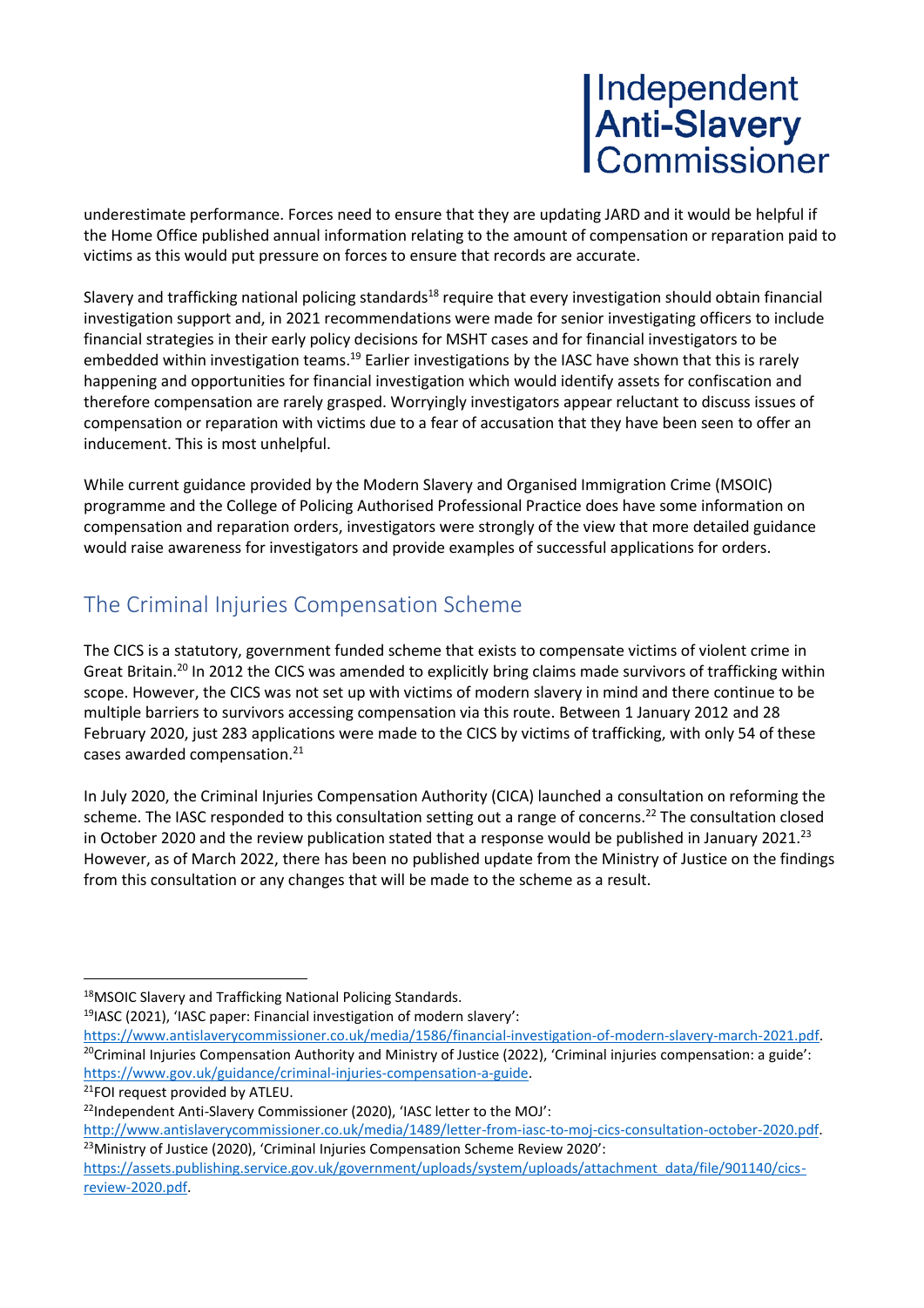underestimate performance. Forces need to ensure that they are updating JARD and it would be helpful if the Home Office published annual information relating to the amount of compensation or reparation paid to victims as this would put pressure on forces to ensure that records are accurate.

Slavery and trafficking national policing standards[18] require that every investigation should obtain financial investigation support and, in 2021 recommendations were made for senior investigating officers to include financial strategies in their early policy decisions for MSHT cases and for financial investigators to be embedded within investigation teams.[19] Earlier investigations by the IASC have shown that this is rarely happening and opportunities for financial investigation which would identify assets for confiscation and therefore compensation are rarely grasped. Worryingly investigators appear reluctant to discuss issues of compensation or reparation with victims due to a fear of accusation that they have been seen to offer an inducement. This is most unhelpful.

While current guidance provided by the Modern Slavery and Organised Immigration Crime (MSOIC) programme and the College of Policing Authorised Professional Practice does have some information on compensation and reparation orders, investigators were strongly of the view that more detailed guidance would raise awareness for investigators and provide examples of successful applications for orders.

## The Criminal Injuries Compensation Scheme

The CICS is a statutory, government funded scheme that exists to compensate victims of violent crime in Great Britain.[20] In 2012 the CICS was amended to explicitly bring claims made survivors of trafficking within scope. However, the CICS was not set up with victims of modern slavery in mind and there continue to be multiple barriers to survivors accessing compensation via this route. Between 1 January 2012 and 28 February 2020, just 283 applications were made to the CICS by victims of trafficking, with only 54 of these cases awarded compensation.[21]

In July 2020, the Criminal Injuries Compensation Authority (CICA) launched a consultation on reforming the scheme. The IASC responded to this consultation setting out a range of concerns.[22] The consultation closed in October 2020 and the review publication stated that a response would be published in January 2021.[23] However, as of March 2022, there has been no published update from the Ministry of Justice on the findings from this consultation or any changes that will be made to the scheme as a result.

---

[18] MSOIC Slavery and Trafficking National Policing Standards.

[19] IASC (2021), 'IASC paper: Financial investigation of modern slavery': https://www.antislaverycommissioner.co.uk/media/1586/financial-investigation-of-modern-slavery-march-2021.pdf.

[20] Criminal Injuries Compensation Authority and Ministry of Justice (2022), 'Criminal injuries compensation: a guide': https://www.gov.uk/guidance/criminal-injuries-compensation-a-guide.

[21] FOI request provided by ATLEU.

[22] Independent Anti-Slavery Commissioner (2020), 'IASC letter to the MOJ': http://www.antislaverycommissioner.co.uk/media/1489/letter-from-iasc-to-moj-cics-consultation-october-2020.pdf.

[23] Ministry of Justice (2020), 'Criminal Injuries Compensation Scheme Review 2020': https://assets.publishing.service.gov.uk/government/uploads/system/uploads/attachment_data/file/901140/cics-review-2020.pdf.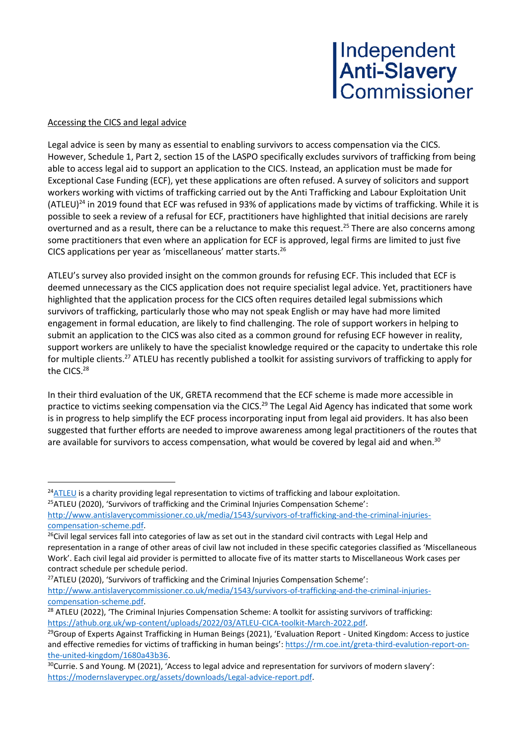Accessing the CICS and legal advice

Legal advice is seen by many as essential to enabling survivors to access compensation via the CICS. However, Schedule 1, Part 2, section 15 of the LASPO specifically excludes survivors of trafficking from being able to access legal aid to support an application to the CICS. Instead, an application must be made for Exceptional Case Funding (ECF), yet these applications are often refused. A survey of solicitors and support workers working with victims of trafficking carried out by the Anti Trafficking and Labour Exploitation Unit (ATLEU)[24] in 2019 found that ECF was refused in 93% of applications made by victims of trafficking. While it is possible to seek a review of a refusal for ECF, practitioners have highlighted that initial decisions are rarely overturned and as a result, there can be a reluctance to make this request.[25] There are also concerns among some practitioners that even where an application for ECF is approved, legal firms are limited to just five CICS applications per year as 'miscellaneous' matter starts.[26]

ATLEU's survey also provided insight on the common grounds for refusing ECF. This included that ECF is deemed unnecessary as the CICS application does not require specialist legal advice. Yet, practitioners have highlighted that the application process for the CICS often requires detailed legal submissions which survivors of trafficking, particularly those who may not speak English or may have had more limited engagement in formal education, are likely to find challenging. The role of support workers in helping to submit an application to the CICS was also cited as a common ground for refusing ECF however in reality, support workers are unlikely to have the specialist knowledge required or the capacity to undertake this role for multiple clients.[27] ATLEU has recently published a toolkit for assisting survivors of trafficking to apply for the CICS.[28]

In their third evaluation of the UK, GRETA recommend that the ECF scheme is made more accessible in practice to victims seeking compensation via the CICS.[29] The Legal Aid Agency has indicated that some work is in progress to help simplify the ECF process incorporating input from legal aid providers. It has also been suggested that further efforts are needed to improve awareness among legal practitioners of the routes that are available for survivors to access compensation, what would be covered by legal aid and when.[30]

---

[24] ATLEU is a charity providing legal representation to victims of trafficking and labour exploitation.

[25] ATLEU (2020), 'Survivors of trafficking and the Criminal Injuries Compensation Scheme': http://www.antislaverycommissioner.co.uk/media/1543/survivors-of-trafficking-and-the-criminal-injuries-compensation-scheme.pdf.

[26] Civil legal services fall into categories of law as set out in the standard civil contracts with Legal Help and representation in a range of other areas of civil law not included in these specific categories classified as 'Miscellaneous Work'. Each civil legal aid provider is permitted to allocate five of its matter starts to Miscellaneous Work cases per contract schedule per schedule period.

[27] ATLEU (2020), 'Survivors of trafficking and the Criminal Injuries Compensation Scheme': http://www.antislaverycommissioner.co.uk/media/1543/survivors-of-trafficking-and-the-criminal-injuries-compensation-scheme.pdf.

[28] ATLEU (2022), 'The Criminal Injuries Compensation Scheme: A toolkit for assisting survivors of trafficking: https://athub.org.uk/wp-content/uploads/2022/03/ATLEU-CICA-toolkit-March-2022.pdf.

[29] Group of Experts Against Trafficking in Human Beings (2021), 'Evaluation Report - United Kingdom: Access to justice and effective remedies for victims of trafficking in human beings': https://rm.coe.int/greta-third-evalution-report-on-the-united-kingdom/1680a43b36.

[30] Currie. S and Young. M (2021), 'Access to legal advice and representation for survivors of modern slavery': https://modernslaverypec.org/assets/downloads/Legal-advice-report.pdf.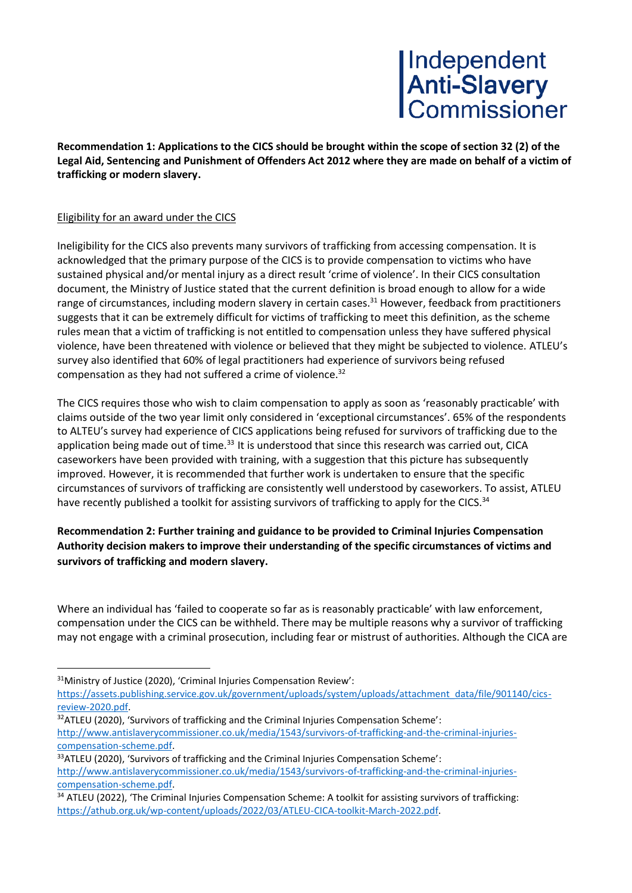**Recommendation 1: Applications to the CICS should be brought within the scope of section 32 (2) of the Legal Aid, Sentencing and Punishment of Offenders Act 2012 where they are made on behalf of a victim of trafficking or modern slavery.**

<u>Eligibility for an award under the CICS</u>

Ineligibility for the CICS also prevents many survivors of trafficking from accessing compensation. It is acknowledged that the primary purpose of the CICS is to provide compensation to victims who have sustained physical and/or mental injury as a direct result 'crime of violence'. In their CICS consultation document, the Ministry of Justice stated that the current definition is broad enough to allow for a wide range of circumstances, including modern slavery in certain cases.[31] However, feedback from practitioners suggests that it can be extremely difficult for victims of trafficking to meet this definition, as the scheme rules mean that a victim of trafficking is not entitled to compensation unless they have suffered physical violence, have been threatened with violence or believed that they might be subjected to violence. ATLEU's survey also identified that 60% of legal practitioners had experience of survivors being refused compensation as they had not suffered a crime of violence.[32]

The CICS requires those who wish to claim compensation to apply as soon as 'reasonably practicable' with claims outside of the two year limit only considered in 'exceptional circumstances'. 65% of the respondents to ALTEU's survey had experience of CICS applications being refused for survivors of trafficking due to the application being made out of time.[33] It is understood that since this research was carried out, CICA caseworkers have been provided with training, with a suggestion that this picture has subsequently improved. However, it is recommended that further work is undertaken to ensure that the specific circumstances of survivors of trafficking are consistently well understood by caseworkers. To assist, ATLEU have recently published a toolkit for assisting survivors of trafficking to apply for the CICS.[34]

**Recommendation 2: Further training and guidance to be provided to Criminal Injuries Compensation Authority decision makers to improve their understanding of the specific circumstances of victims and survivors of trafficking and modern slavery.**

Where an individual has 'failed to cooperate so far as is reasonably practicable' with law enforcement, compensation under the CICS can be withheld. There may be multiple reasons why a survivor of trafficking may not engage with a criminal prosecution, including fear or mistrust of authorities. Although the CICA are

---

[31] Ministry of Justice (2020), 'Criminal Injuries Compensation Review': https://assets.publishing.service.gov.uk/government/uploads/system/uploads/attachment_data/file/901140/cics-review-2020.pdf.

[32] ATLEU (2020), 'Survivors of trafficking and the Criminal Injuries Compensation Scheme': http://www.antislaverycommissioner.co.uk/media/1543/survivors-of-trafficking-and-the-criminal-injuries-compensation-scheme.pdf.

[33] ATLEU (2020), 'Survivors of trafficking and the Criminal Injuries Compensation Scheme': http://www.antislaverycommissioner.co.uk/media/1543/survivors-of-trafficking-and-the-criminal-injuries-compensation-scheme.pdf.

[34] ATLEU (2022), 'The Criminal Injuries Compensation Scheme: A toolkit for assisting survivors of trafficking: https://athub.org.uk/wp-content/uploads/2022/03/ATLEU-CICA-toolkit-March-2022.pdf.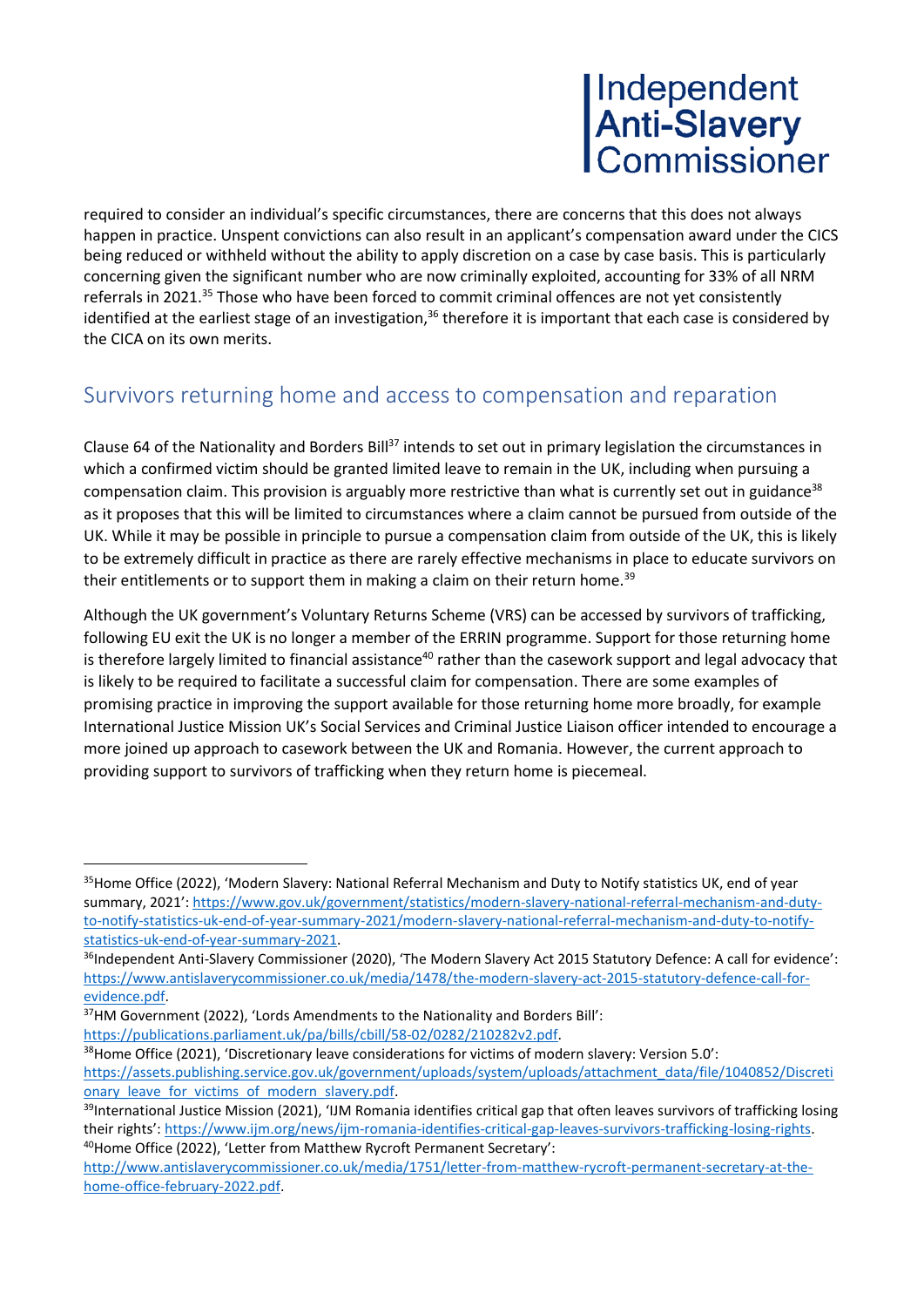required to consider an individual's specific circumstances, there are concerns that this does not always happen in practice. Unspent convictions can also result in an applicant's compensation award under the CICS being reduced or withheld without the ability to apply discretion on a case by case basis. This is particularly concerning given the significant number who are now criminally exploited, accounting for 33% of all NRM referrals in 2021.[35] Those who have been forced to commit criminal offences are not yet consistently identified at the earliest stage of an investigation,[36] therefore it is important that each case is considered by the CICA on its own merits.

## Survivors returning home and access to compensation and reparation

Clause 64 of the Nationality and Borders Bill[37] intends to set out in primary legislation the circumstances in which a confirmed victim should be granted limited leave to remain in the UK, including when pursuing a compensation claim. This provision is arguably more restrictive than what is currently set out in guidance[38] as it proposes that this will be limited to circumstances where a claim cannot be pursued from outside of the UK. While it may be possible in principle to pursue a compensation claim from outside of the UK, this is likely to be extremely difficult in practice as there are rarely effective mechanisms in place to educate survivors on their entitlements or to support them in making a claim on their return home.[39]

Although the UK government's Voluntary Returns Scheme (VRS) can be accessed by survivors of trafficking, following EU exit the UK is no longer a member of the ERRIN programme. Support for those returning home is therefore largely limited to financial assistance[40] rather than the casework support and legal advocacy that is likely to be required to facilitate a successful claim for compensation. There are some examples of promising practice in improving the support available for those returning home more broadly, for example International Justice Mission UK's Social Services and Criminal Justice Liaison officer intended to encourage a more joined up approach to casework between the UK and Romania. However, the current approach to providing support to survivors of trafficking when they return home is piecemeal.

---

[35] Home Office (2022), 'Modern Slavery: National Referral Mechanism and Duty to Notify statistics UK, end of year summary, 2021': https://www.gov.uk/government/statistics/modern-slavery-national-referral-mechanism-and-duty-to-notify-statistics-uk-end-of-year-summary-2021/modern-slavery-national-referral-mechanism-and-duty-to-notify-statistics-uk-end-of-year-summary-2021.

[36] Independent Anti-Slavery Commissioner (2020), 'The Modern Slavery Act 2015 Statutory Defence: A call for evidence': https://www.antislaverycommissioner.co.uk/media/1478/the-modern-slavery-act-2015-statutory-defence-call-for-evidence.pdf.

[37] HM Government (2022), 'Lords Amendments to the Nationality and Borders Bill': https://publications.parliament.uk/pa/bills/cbill/58-02/0282/210282v2.pdf.

[38] Home Office (2021), 'Discretionary leave considerations for victims of modern slavery: Version 5.0': https://assets.publishing.service.gov.uk/government/uploads/system/uploads/attachment_data/file/1040852/Discretionary_leave_for_victims_of_modern_slavery.pdf.

[39] International Justice Mission (2021), 'IJM Romania identifies critical gap that often leaves survivors of trafficking losing their rights': https://www.ijm.org/news/ijm-romania-identifies-critical-gap-leaves-survivors-trafficking-losing-rights.

[40] Home Office (2022), 'Letter from Matthew Rycroft Permanent Secretary': http://www.antislaverycommissioner.co.uk/media/1751/letter-from-matthew-rycroft-permanent-secretary-at-the-home-office-february-2022.pdf.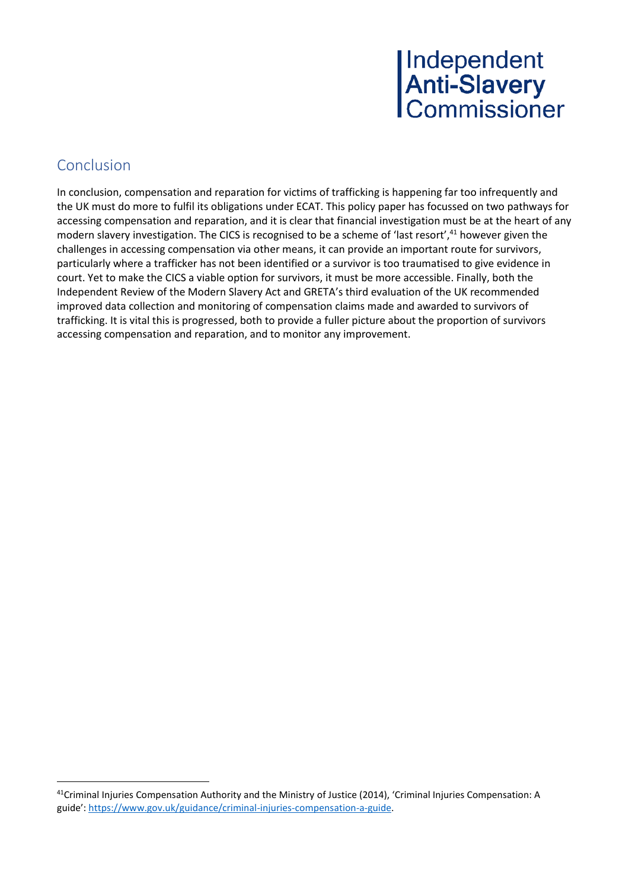## Conclusion

In conclusion, compensation and reparation for victims of trafficking is happening far too infrequently and the UK must do more to fulfil its obligations under ECAT. This policy paper has focussed on two pathways for accessing compensation and reparation, and it is clear that financial investigation must be at the heart of any modern slavery investigation. The CICS is recognised to be a scheme of 'last resort',[41] however given the challenges in accessing compensation via other means, it can provide an important route for survivors, particularly where a trafficker has not been identified or a survivor is too traumatised to give evidence in court. Yet to make the CICS a viable option for survivors, it must be more accessible. Finally, both the Independent Review of the Modern Slavery Act and GRETA's third evaluation of the UK recommended improved data collection and monitoring of compensation claims made and awarded to survivors of trafficking. It is vital this is progressed, both to provide a fuller picture about the proportion of survivors accessing compensation and reparation, and to monitor any improvement.

[41] Criminal Injuries Compensation Authority and the Ministry of Justice (2014), 'Criminal Injuries Compensation: A guide': https://www.gov.uk/guidance/criminal-injuries-compensation-a-guide.